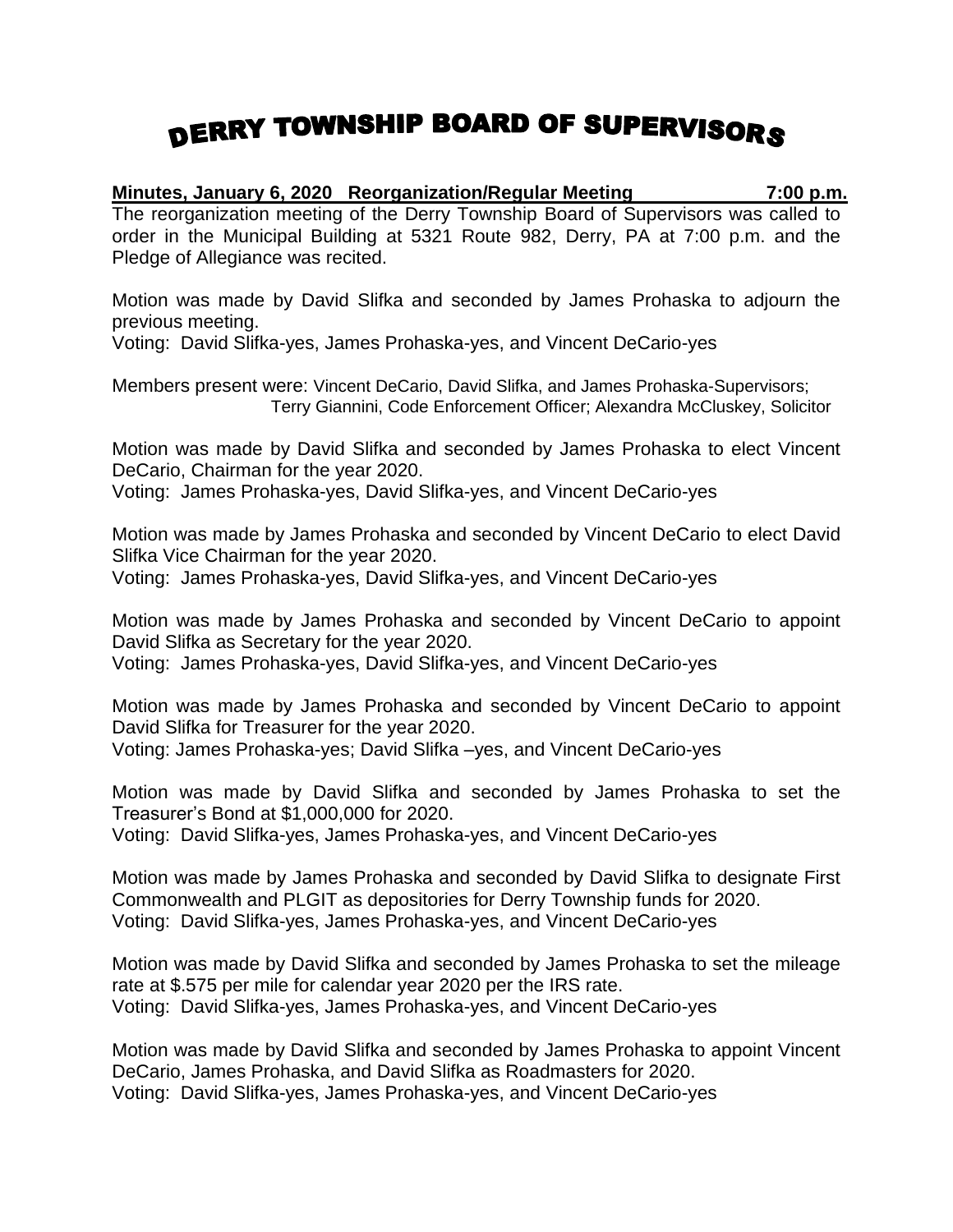# DERRY TOWNSHIP BOARD OF SUPERVISORS

**Minutes, January 6, 2020 Reorganization/Regular Meeting 7:00 p.m.**

The reorganization meeting of the Derry Township Board of Supervisors was called to order in the Municipal Building at 5321 Route 982, Derry, PA at 7:00 p.m. and the Pledge of Allegiance was recited.

Motion was made by David Slifka and seconded by James Prohaska to adjourn the previous meeting.
Voting: David Slifka-yes, James Prohaska-yes, and Vincent DeCario-yes

Members present were: Vincent DeCario, David Slifka, and James Prohaska-Supervisors; Terry Giannini, Code Enforcement Officer; Alexandra McCluskey, Solicitor

Motion was made by David Slifka and seconded by James Prohaska to elect Vincent DeCario, Chairman for the year 2020.
Voting: James Prohaska-yes, David Slifka-yes, and Vincent DeCario-yes

Motion was made by James Prohaska and seconded by Vincent DeCario to elect David Slifka Vice Chairman for the year 2020.
Voting: James Prohaska-yes, David Slifka-yes, and Vincent DeCario-yes

Motion was made by James Prohaska and seconded by Vincent DeCario to appoint David Slifka as Secretary for the year 2020.
Voting: James Prohaska-yes, David Slifka-yes, and Vincent DeCario-yes

Motion was made by James Prohaska and seconded by Vincent DeCario to appoint David Slifka for Treasurer for the year 2020.
Voting: James Prohaska-yes; David Slifka –yes, and Vincent DeCario-yes

Motion was made by David Slifka and seconded by James Prohaska to set the Treasurer's Bond at $1,000,000 for 2020.
Voting: David Slifka-yes, James Prohaska-yes, and Vincent DeCario-yes

Motion was made by James Prohaska and seconded by David Slifka to designate First Commonwealth and PLGIT as depositories for Derry Township funds for 2020.
Voting: David Slifka-yes, James Prohaska-yes, and Vincent DeCario-yes

Motion was made by David Slifka and seconded by James Prohaska to set the mileage rate at $.575 per mile for calendar year 2020 per the IRS rate.
Voting: David Slifka-yes, James Prohaska-yes, and Vincent DeCario-yes

Motion was made by David Slifka and seconded by James Prohaska to appoint Vincent DeCario, James Prohaska, and David Slifka as Roadmasters for 2020.
Voting: David Slifka-yes, James Prohaska-yes, and Vincent DeCario-yes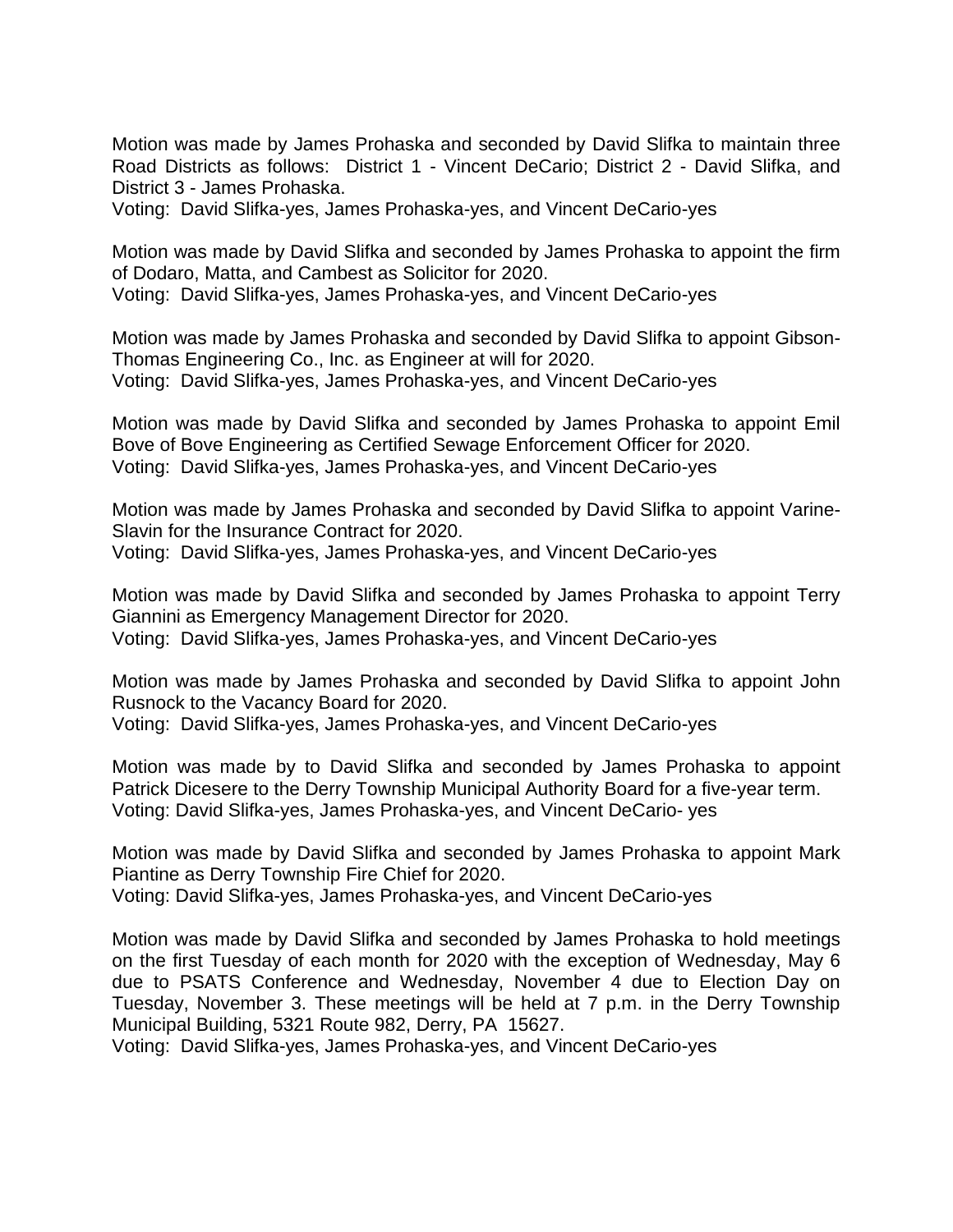Motion was made by James Prohaska and seconded by David Slifka to maintain three Road Districts as follows: District 1 - Vincent DeCario; District 2 - David Slifka, and District 3 - James Prohaska.
Voting: David Slifka-yes, James Prohaska-yes, and Vincent DeCario-yes

Motion was made by David Slifka and seconded by James Prohaska to appoint the firm of Dodaro, Matta, and Cambest as Solicitor for 2020.
Voting: David Slifka-yes, James Prohaska-yes, and Vincent DeCario-yes

Motion was made by James Prohaska and seconded by David Slifka to appoint Gibson-Thomas Engineering Co., Inc. as Engineer at will for 2020.
Voting: David Slifka-yes, James Prohaska-yes, and Vincent DeCario-yes

Motion was made by David Slifka and seconded by James Prohaska to appoint Emil Bove of Bove Engineering as Certified Sewage Enforcement Officer for 2020.
Voting: David Slifka-yes, James Prohaska-yes, and Vincent DeCario-yes

Motion was made by James Prohaska and seconded by David Slifka to appoint Varine-Slavin for the Insurance Contract for 2020.
Voting: David Slifka-yes, James Prohaska-yes, and Vincent DeCario-yes

Motion was made by David Slifka and seconded by James Prohaska to appoint Terry Giannini as Emergency Management Director for 2020.
Voting: David Slifka-yes, James Prohaska-yes, and Vincent DeCario-yes

Motion was made by James Prohaska and seconded by David Slifka to appoint John Rusnock to the Vacancy Board for 2020.
Voting: David Slifka-yes, James Prohaska-yes, and Vincent DeCario-yes

Motion was made by to David Slifka and seconded by James Prohaska to appoint Patrick Dicesere to the Derry Township Municipal Authority Board for a five-year term.
Voting: David Slifka-yes, James Prohaska-yes, and Vincent DeCario- yes

Motion was made by David Slifka and seconded by James Prohaska to appoint Mark Piantine as Derry Township Fire Chief for 2020.
Voting: David Slifka-yes, James Prohaska-yes, and Vincent DeCario-yes

Motion was made by David Slifka and seconded by James Prohaska to hold meetings on the first Tuesday of each month for 2020 with the exception of Wednesday, May 6 due to PSATS Conference and Wednesday, November 4 due to Election Day on Tuesday, November 3. These meetings will be held at 7 p.m. in the Derry Township Municipal Building, 5321 Route 982, Derry, PA 15627.
Voting: David Slifka-yes, James Prohaska-yes, and Vincent DeCario-yes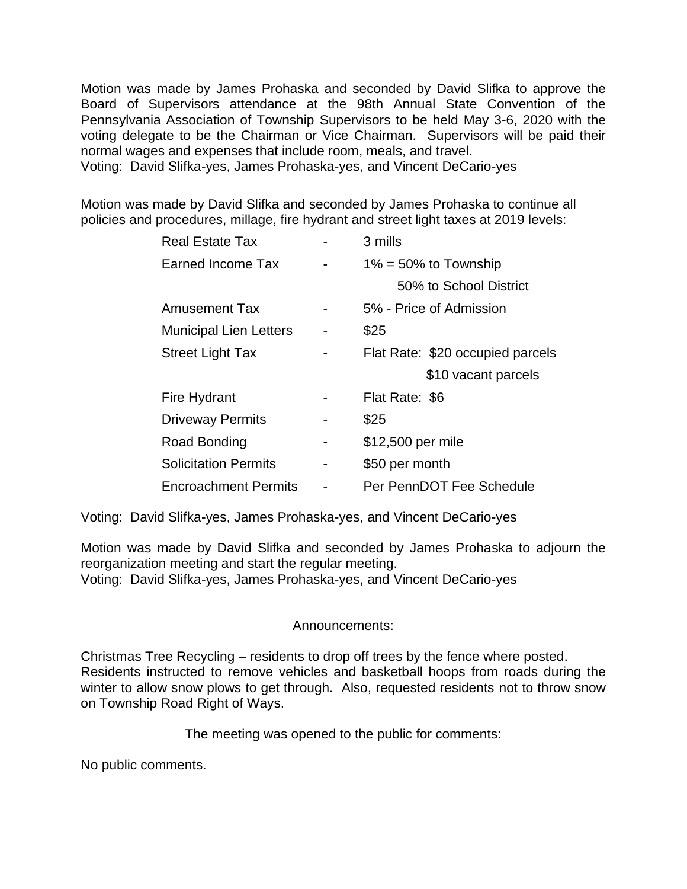Motion was made by James Prohaska and seconded by David Slifka to approve the Board of Supervisors attendance at the 98th Annual State Convention of the Pennsylvania Association of Township Supervisors to be held May 3-6, 2020 with the voting delegate to be the Chairman or Vice Chairman. Supervisors will be paid their normal wages and expenses that include room, meals, and travel.
Voting: David Slifka-yes, James Prohaska-yes, and Vincent DeCario-yes

Motion was made by David Slifka and seconded by James Prohaska to continue all policies and procedures, millage, fire hydrant and street light taxes at 2019 levels:

| | | |
|---|---|---|
| Real Estate Tax | - | 3 mills |
| Earned Income Tax | - | 1% = 50% to Township |
| | | 50% to School District |
| Amusement Tax | - | 5% - Price of Admission |
| Municipal Lien Letters | - | $25 |
| Street Light Tax | - | Flat Rate: $20 occupied parcels |
| | | $10 vacant parcels |
| Fire Hydrant | - | Flat Rate: $6 |
| Driveway Permits | - | $25 |
| Road Bonding | - | $12,500 per mile |
| Solicitation Permits | - | $50 per month |
| Encroachment Permits | - | Per PennDOT Fee Schedule |

Voting: David Slifka-yes, James Prohaska-yes, and Vincent DeCario-yes

Motion was made by David Slifka and seconded by James Prohaska to adjourn the reorganization meeting and start the regular meeting.
Voting: David Slifka-yes, James Prohaska-yes, and Vincent DeCario-yes

Announcements:

Christmas Tree Recycling – residents to drop off trees by the fence where posted.
Residents instructed to remove vehicles and basketball hoops from roads during the winter to allow snow plows to get through. Also, requested residents not to throw snow on Township Road Right of Ways.

The meeting was opened to the public for comments:

No public comments.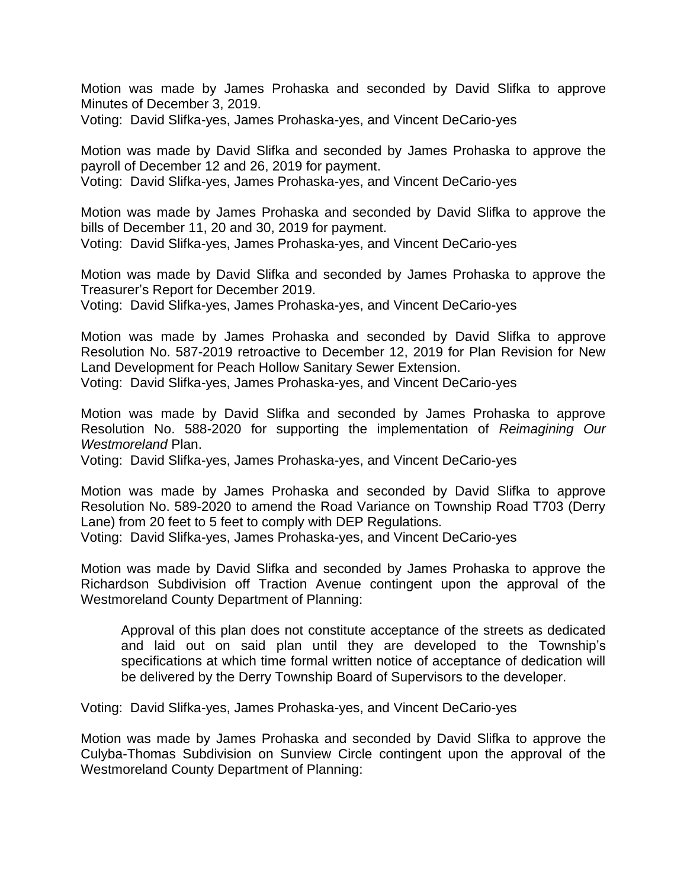Motion was made by James Prohaska and seconded by David Slifka to approve Minutes of December 3, 2019.
Voting: David Slifka-yes, James Prohaska-yes, and Vincent DeCario-yes

Motion was made by David Slifka and seconded by James Prohaska to approve the payroll of December 12 and 26, 2019 for payment.
Voting: David Slifka-yes, James Prohaska-yes, and Vincent DeCario-yes

Motion was made by James Prohaska and seconded by David Slifka to approve the bills of December 11, 20 and 30, 2019 for payment.
Voting: David Slifka-yes, James Prohaska-yes, and Vincent DeCario-yes

Motion was made by David Slifka and seconded by James Prohaska to approve the Treasurer's Report for December 2019.
Voting: David Slifka-yes, James Prohaska-yes, and Vincent DeCario-yes

Motion was made by James Prohaska and seconded by David Slifka to approve Resolution No. 587-2019 retroactive to December 12, 2019 for Plan Revision for New Land Development for Peach Hollow Sanitary Sewer Extension.
Voting: David Slifka-yes, James Prohaska-yes, and Vincent DeCario-yes

Motion was made by David Slifka and seconded by James Prohaska to approve Resolution No. 588-2020 for supporting the implementation of *Reimagining Our Westmoreland* Plan.
Voting: David Slifka-yes, James Prohaska-yes, and Vincent DeCario-yes

Motion was made by James Prohaska and seconded by David Slifka to approve Resolution No. 589-2020 to amend the Road Variance on Township Road T703 (Derry Lane) from 20 feet to 5 feet to comply with DEP Regulations.
Voting: David Slifka-yes, James Prohaska-yes, and Vincent DeCario-yes

Motion was made by David Slifka and seconded by James Prohaska to approve the Richardson Subdivision off Traction Avenue contingent upon the approval of the Westmoreland County Department of Planning:

> Approval of this plan does not constitute acceptance of the streets as dedicated and laid out on said plan until they are developed to the Township's specifications at which time formal written notice of acceptance of dedication will be delivered by the Derry Township Board of Supervisors to the developer.

Voting: David Slifka-yes, James Prohaska-yes, and Vincent DeCario-yes

Motion was made by James Prohaska and seconded by David Slifka to approve the Culyba-Thomas Subdivision on Sunview Circle contingent upon the approval of the Westmoreland County Department of Planning: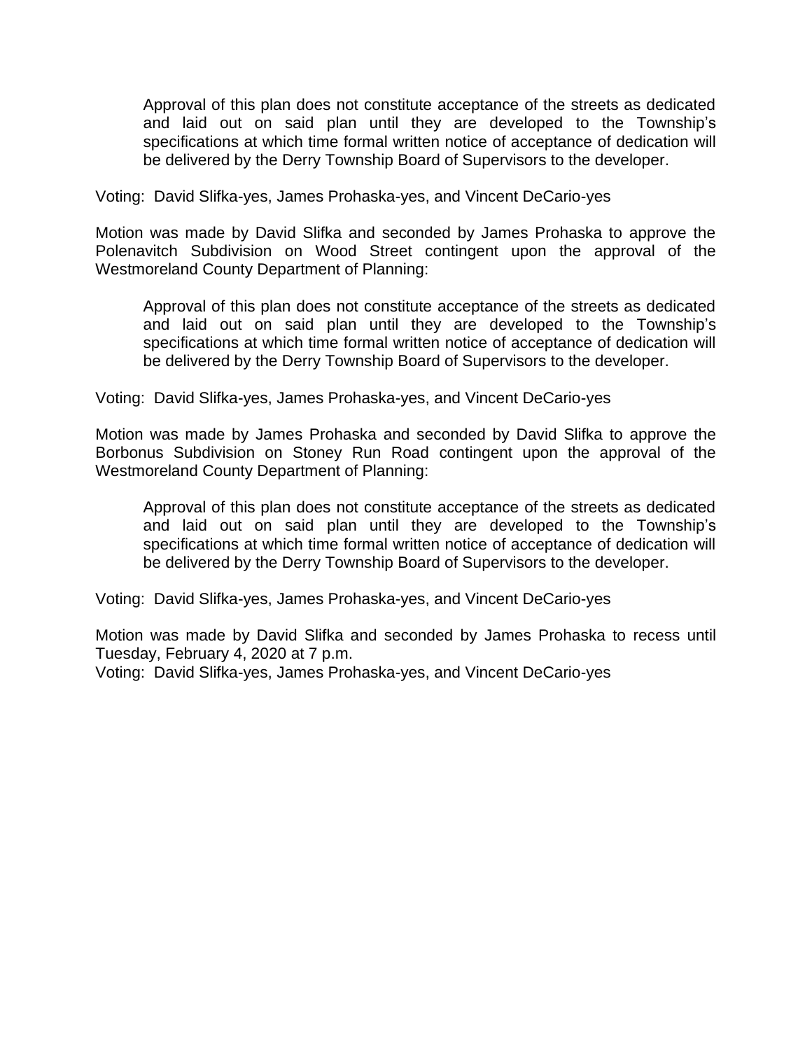> Approval of this plan does not constitute acceptance of the streets as dedicated and laid out on said plan until they are developed to the Township's specifications at which time formal written notice of acceptance of dedication will be delivered by the Derry Township Board of Supervisors to the developer.

Voting: David Slifka-yes, James Prohaska-yes, and Vincent DeCario-yes

Motion was made by David Slifka and seconded by James Prohaska to approve the Polenavitch Subdivision on Wood Street contingent upon the approval of the Westmoreland County Department of Planning:

> Approval of this plan does not constitute acceptance of the streets as dedicated and laid out on said plan until they are developed to the Township's specifications at which time formal written notice of acceptance of dedication will be delivered by the Derry Township Board of Supervisors to the developer.

Voting: David Slifka-yes, James Prohaska-yes, and Vincent DeCario-yes

Motion was made by James Prohaska and seconded by David Slifka to approve the Borbonus Subdivision on Stoney Run Road contingent upon the approval of the Westmoreland County Department of Planning:

> Approval of this plan does not constitute acceptance of the streets as dedicated and laid out on said plan until they are developed to the Township's specifications at which time formal written notice of acceptance of dedication will be delivered by the Derry Township Board of Supervisors to the developer.

Voting: David Slifka-yes, James Prohaska-yes, and Vincent DeCario-yes

Motion was made by David Slifka and seconded by James Prohaska to recess until Tuesday, February 4, 2020 at 7 p.m.
Voting: David Slifka-yes, James Prohaska-yes, and Vincent DeCario-yes